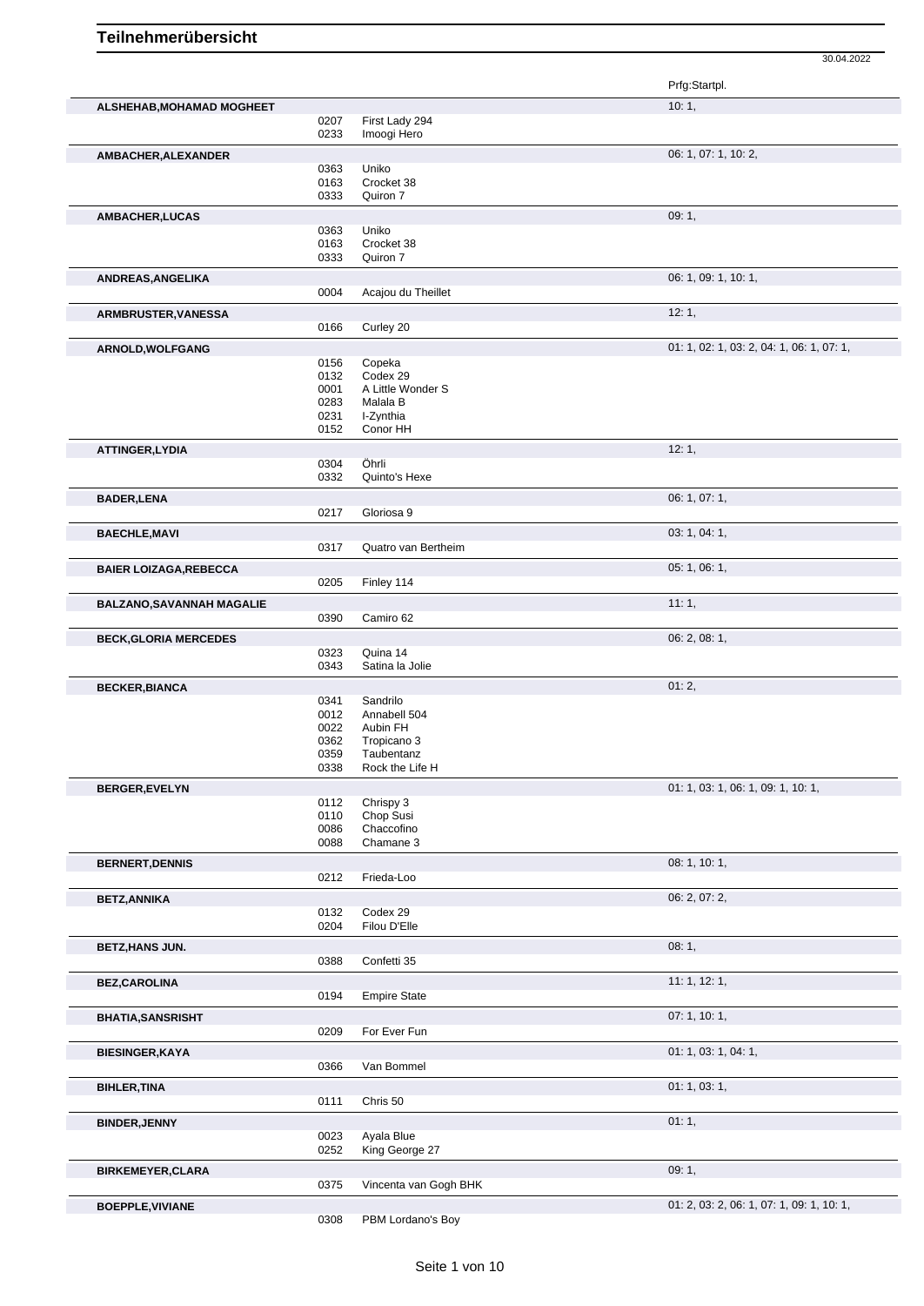# Teilnehmerübersicht

30.04.2022

| Teilnehmer | Nr. | Pferd | Prfg:Startpl. |
|---|---|---|---|
| **ALSHEHAB,MOHAMAD MOGHEET** | | | 10: 1, |
| | 0207 | First Lady 294 | |
| | 0233 | Imoogi Hero | |
| **AMBACHER,ALEXANDER** | | | 06: 1, 07: 1, 10: 2, |
| | 0363 | Uniko | |
| | 0163 | Crocket 38 | |
| | 0333 | Quiron 7 | |
| **AMBACHER,LUCAS** | | | 09: 1, |
| | 0363 | Uniko | |
| | 0163 | Crocket 38 | |
| | 0333 | Quiron 7 | |
| **ANDREAS,ANGELIKA** | | | 06: 1, 09: 1, 10: 1, |
| | 0004 | Acajou du Theillet | |
| **ARMBRUSTER,VANESSA** | | | 12: 1, |
| | 0166 | Curley 20 | |
| **ARNOLD,WOLFGANG** | | | 01: 1, 02: 1, 03: 2, 04: 1, 06: 1, 07: 1, |
| | 0156 | Copeka | |
| | 0132 | Codex 29 | |
| | 0001 | A Little Wonder S | |
| | 0283 | Malala B | |
| | 0231 | I-Zynthia | |
| | 0152 | Conor HH | |
| **ATTINGER,LYDIA** | | | 12: 1, |
| | 0304 | Öhrli | |
| | 0332 | Quinto's Hexe | |
| **BADER,LENA** | | | 06: 1, 07: 1, |
| | 0217 | Gloriosa 9 | |
| **BAECHLE,MAVI** | | | 03: 1, 04: 1, |
| | 0317 | Quatro van Bertheim | |
| **BAIER LOIZAGA,REBECCA** | | | 05: 1, 06: 1, |
| | 0205 | Finley 114 | |
| **BALZANO,SAVANNAH MAGALIE** | | | 11: 1, |
| | 0390 | Camiro 62 | |
| **BECK,GLORIA MERCEDES** | | | 06: 2, 08: 1, |
| | 0323 | Quina 14 | |
| | 0343 | Satina la Jolie | |
| **BECKER,BIANCA** | | | 01: 2, |
| | 0341 | Sandrilo | |
| | 0012 | Annabell 504 | |
| | 0022 | Aubin FH | |
| | 0362 | Tropicano 3 | |
| | 0359 | Taubentanz | |
| | 0338 | Rock the Life H | |
| **BERGER,EVELYN** | | | 01: 1, 03: 1, 06: 1, 09: 1, 10: 1, |
| | 0112 | Chrispy 3 | |
| | 0110 | Chop Susi | |
| | 0086 | Chaccofino | |
| | 0088 | Chamane 3 | |
| **BERNERT,DENNIS** | | | 08: 1, 10: 1, |
| | 0212 | Frieda-Loo | |
| **BETZ,ANNIKA** | | | 06: 2, 07: 2, |
| | 0132 | Codex 29 | |
| | 0204 | Filou D'Elle | |
| **BETZ,HANS JUN.** | | | 08: 1, |
| | 0388 | Confetti 35 | |
| **BEZ,CAROLINA** | | | 11: 1, 12: 1, |
| | 0194 | Empire State | |
| **BHATIA,SANSRISHT** | | | 07: 1, 10: 1, |
| | 0209 | For Ever Fun | |
| **BIESINGER,KAYA** | | | 01: 1, 03: 1, 04: 1, |
| | 0366 | Van Bommel | |
| **BIHLER,TINA** | | | 01: 1, 03: 1, |
| | 0111 | Chris 50 | |
| **BINDER,JENNY** | | | 01: 1, |
| | 0023 | Ayala Blue | |
| | 0252 | King George 27 | |
| **BIRKEMEYER,CLARA** | | | 09: 1, |
| | 0375 | Vincenta van Gogh BHK | |
| **BOEPPLE,VIVIANE** | | | 01: 2, 03: 2, 06: 1, 07: 1, 09: 1, 10: 1, |
| | 0308 | PBM Lordano's Boy | |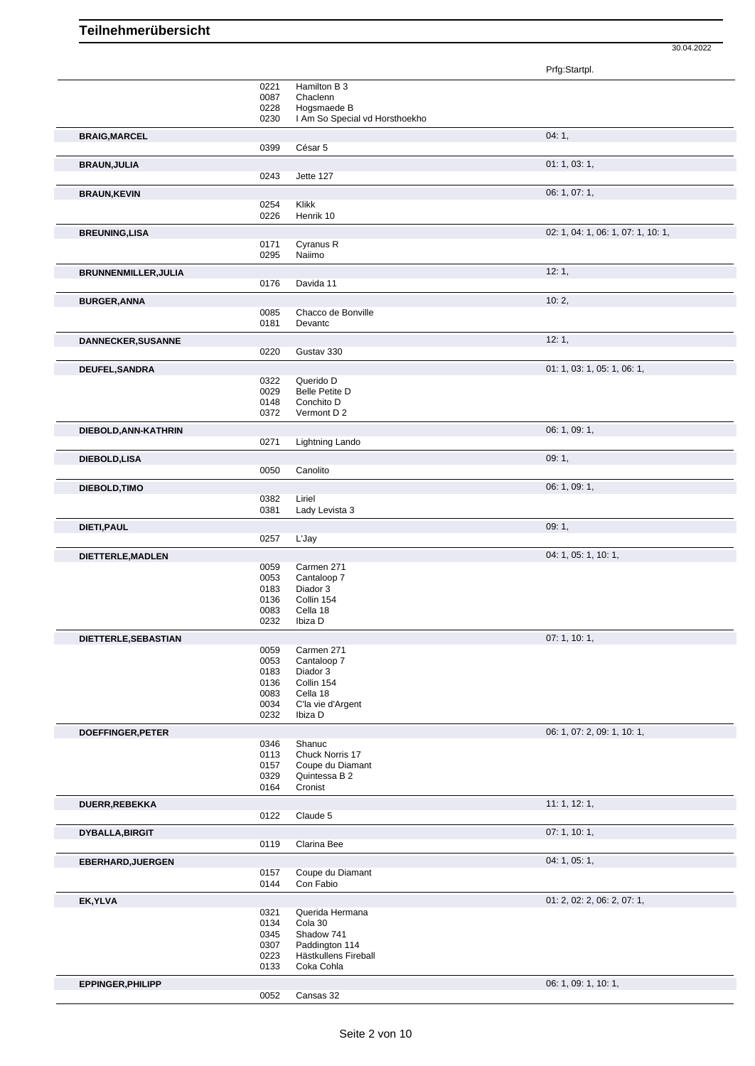# Teilnehmerübersicht

30.04.2022

| Teilnehmer | Nr. | Pferd | Prfg:Startpl. |
|---|---|---|---|
| | 0221 | Hamilton B 3 | |
| | 0087 | Chaclenn | |
| | 0228 | Hogsmaede B | |
| | 0230 | I Am So Special vd Horsthoekho | |
| **BRAIG,MARCEL** | | | 04: 1, |
| | 0399 | César 5 | |
| **BRAUN,JULIA** | | | 01: 1, 03: 1, |
| | 0243 | Jette 127 | |
| **BRAUN,KEVIN** | | | 06: 1, 07: 1, |
| | 0254 | Klikk | |
| | 0226 | Henrik 10 | |
| **BREUNING,LISA** | | | 02: 1, 04: 1, 06: 1, 07: 1, 10: 1, |
| | 0171 | Cyranus R | |
| | 0295 | Naiimo | |
| **BRUNNENMILLER,JULIA** | | | 12: 1, |
| | 0176 | Davida 11 | |
| **BURGER,ANNA** | | | 10: 2, |
| | 0085 | Chacco de Bonville | |
| | 0181 | Devantc | |
| **DANNECKER,SUSANNE** | | | 12: 1, |
| | 0220 | Gustav 330 | |
| **DEUFEL,SANDRA** | | | 01: 1, 03: 1, 05: 1, 06: 1, |
| | 0322 | Querido D | |
| | 0029 | Belle Petite D | |
| | 0148 | Conchito D | |
| | 0372 | Vermont D 2 | |
| **DIEBOLD,ANN-KATHRIN** | | | 06: 1, 09: 1, |
| | 0271 | Lightning Lando | |
| **DIEBOLD,LISA** | | | 09: 1, |
| | 0050 | Canolito | |
| **DIEBOLD,TIMO** | | | 06: 1, 09: 1, |
| | 0382 | Liriel | |
| | 0381 | Lady Levista 3 | |
| **DIETI,PAUL** | | | 09: 1, |
| | 0257 | L'Jay | |
| **DIETTERLE,MADLEN** | | | 04: 1, 05: 1, 10: 1, |
| | 0059 | Carmen 271 | |
| | 0053 | Cantaloop 7 | |
| | 0183 | Diador 3 | |
| | 0136 | Collin 154 | |
| | 0083 | Cella 18 | |
| | 0232 | Ibiza D | |
| **DIETTERLE,SEBASTIAN** | | | 07: 1, 10: 1, |
| | 0059 | Carmen 271 | |
| | 0053 | Cantaloop 7 | |
| | 0183 | Diador 3 | |
| | 0136 | Collin 154 | |
| | 0083 | Cella 18 | |
| | 0034 | C'la vie d'Argent | |
| | 0232 | Ibiza D | |
| **DOEFFINGER,PETER** | | | 06: 1, 07: 2, 09: 1, 10: 1, |
| | 0346 | Shanuc | |
| | 0113 | Chuck Norris 17 | |
| | 0157 | Coupe du Diamant | |
| | 0329 | Quintessa B 2 | |
| | 0164 | Cronist | |
| **DUERR,REBEKKA** | | | 11: 1, 12: 1, |
| | 0122 | Claude 5 | |
| **DYBALLA,BIRGIT** | | | 07: 1, 10: 1, |
| | 0119 | Clarina Bee | |
| **EBERHARD,JUERGEN** | | | 04: 1, 05: 1, |
| | 0157 | Coupe du Diamant | |
| | 0144 | Con Fabio | |
| **EK,YLVA** | | | 01: 2, 02: 2, 06: 2, 07: 1, |
| | 0321 | Querida Hermana | |
| | 0134 | Cola 30 | |
| | 0345 | Shadow 741 | |
| | 0307 | Paddington 114 | |
| | 0223 | Hästkullens Fireball | |
| | 0133 | Coka Cohla | |
| **EPPINGER,PHILIPP** | | | 06: 1, 09: 1, 10: 1, |
| | 0052 | Cansas 32 | |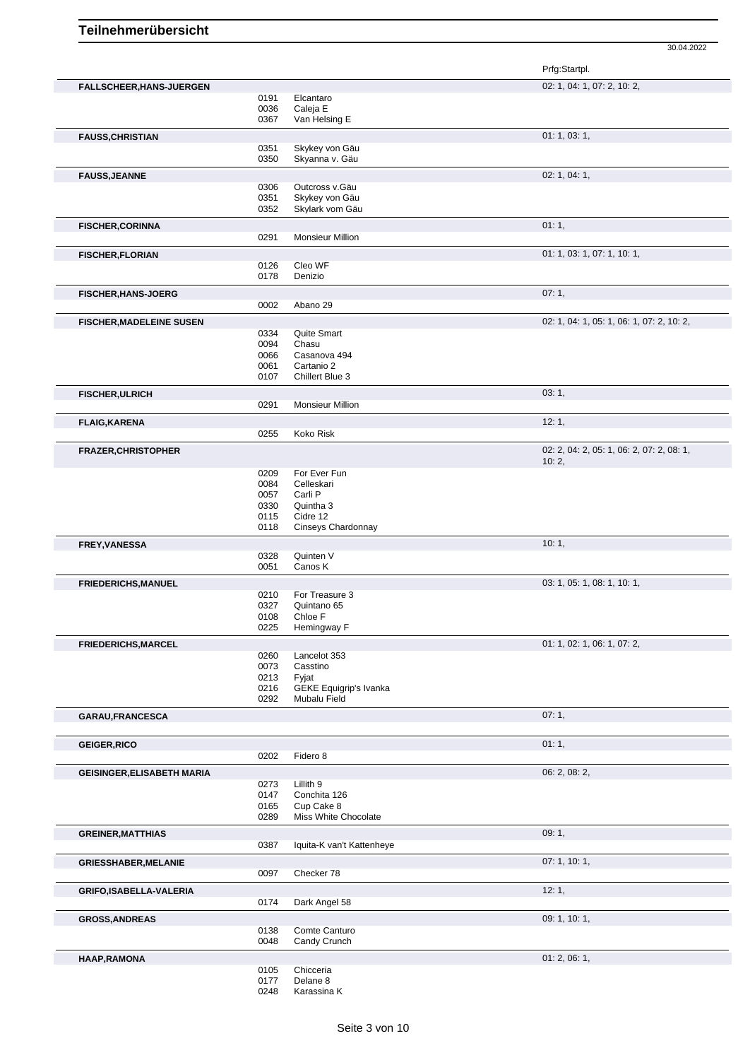# Teilnehmerübersicht

30.04.2022

| Teilnehmer | Nr. | Pferd | Prfg:Startpl. |
|---|---|---|---|
| **FALLSCHEER,HANS-JUERGEN** | | | 02: 1, 04: 1, 07: 2, 10: 2, |
| | 0191 | Elcantaro | |
| | 0036 | Caleja E | |
| | 0367 | Van Helsing E | |
| **FAUSS,CHRISTIAN** | | | 01: 1, 03: 1, |
| | 0351 | Skykey von Gäu | |
| | 0350 | Skyanna v. Gäu | |
| **FAUSS,JEANNE** | | | 02: 1, 04: 1, |
| | 0306 | Outcross v.Gäu | |
| | 0351 | Skykey von Gäu | |
| | 0352 | Skylark vom Gäu | |
| **FISCHER,CORINNA** | | | 01: 1, |
| | 0291 | Monsieur Million | |
| **FISCHER,FLORIAN** | | | 01: 1, 03: 1, 07: 1, 10: 1, |
| | 0126 | Cleo WF | |
| | 0178 | Denizio | |
| **FISCHER,HANS-JOERG** | | | 07: 1, |
| | 0002 | Abano 29 | |
| **FISCHER,MADELEINE SUSEN** | | | 02: 1, 04: 1, 05: 1, 06: 1, 07: 2, 10: 2, |
| | 0334 | Quite Smart | |
| | 0094 | Chasu | |
| | 0066 | Casanova 494 | |
| | 0061 | Cartanio 2 | |
| | 0107 | Chillert Blue 3 | |
| **FISCHER,ULRICH** | | | 03: 1, |
| | 0291 | Monsieur Million | |
| **FLAIG,KARENA** | | | 12: 1, |
| | 0255 | Koko Risk | |
| **FRAZER,CHRISTOPHER** | | | 02: 2, 04: 2, 05: 1, 06: 2, 07: 2, 08: 1, 10: 2, |
| | 0209 | For Ever Fun | |
| | 0084 | Celleskari | |
| | 0057 | Carli P | |
| | 0330 | Quintha 3 | |
| | 0115 | Cidre 12 | |
| | 0118 | Cinseys Chardonnay | |
| **FREY,VANESSA** | | | 10: 1, |
| | 0328 | Quinten V | |
| | 0051 | Canos K | |
| **FRIEDERICHS,MANUEL** | | | 03: 1, 05: 1, 08: 1, 10: 1, |
| | 0210 | For Treasure 3 | |
| | 0327 | Quintano 65 | |
| | 0108 | Chloe F | |
| | 0225 | Hemingway F | |
| **FRIEDERICHS,MARCEL** | | | 01: 1, 02: 1, 06: 1, 07: 2, |
| | 0260 | Lancelot 353 | |
| | 0073 | Casstino | |
| | 0213 | Fyjat | |
| | 0216 | GEKE Equigrip's Ivanka | |
| | 0292 | Mubalu Field | |
| **GARAU,FRANCESCA** | | | 07: 1, |
| **GEIGER,RICO** | | | 01: 1, |
| | 0202 | Fidero 8 | |
| **GEISINGER,ELISABETH MARIA** | | | 06: 2, 08: 2, |
| | 0273 | Lillith 9 | |
| | 0147 | Conchita 126 | |
| | 0165 | Cup Cake 8 | |
| | 0289 | Miss White Chocolate | |
| **GREINER,MATTHIAS** | | | 09: 1, |
| | 0387 | Iquita-K van't Kattenheye | |
| **GRIESSHABER,MELANIE** | | | 07: 1, 10: 1, |
| | 0097 | Checker 78 | |
| **GRIFO,ISABELLA-VALERIA** | | | 12: 1, |
| | 0174 | Dark Angel 58 | |
| **GROSS,ANDREAS** | | | 09: 1, 10: 1, |
| | 0138 | Comte Canturo | |
| | 0048 | Candy Crunch | |
| **HAAP,RAMONA** | | | 01: 2, 06: 1, |
| | 0105 | Chicceria | |
| | 0177 | Delane 8 | |
| | 0248 | Karassina K | |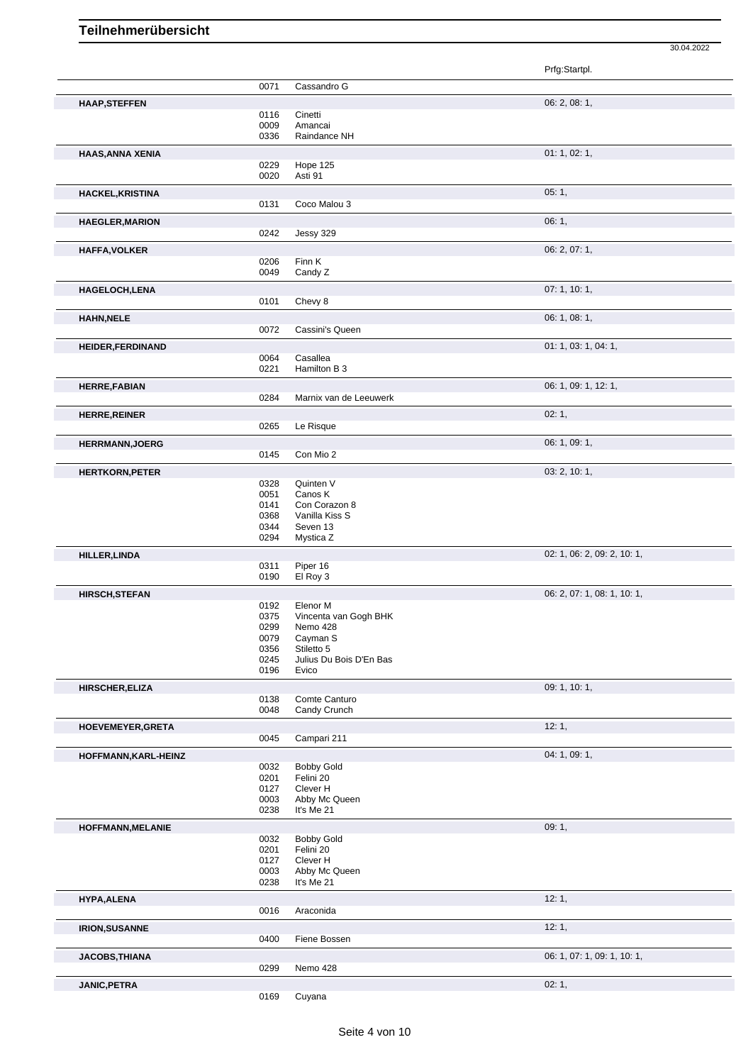# Teilnehmerübersicht

30.04.2022

| Name | Nr. | Pferd | Prfg:Startpl. |
|---|---|---|---|
| | 0071 | Cassandro G | |
| **HAAP,STEFFEN** | | | 06: 2, 08: 1, |
| | 0116 | Cinetti | |
| | 0009 | Amancai | |
| | 0336 | Raindance NH | |
| **HAAS,ANNA XENIA** | | | 01: 1, 02: 1, |
| | 0229 | Hope 125 | |
| | 0020 | Asti 91 | |
| **HACKEL,KRISTINA** | | | 05: 1, |
| | 0131 | Coco Malou 3 | |
| **HAEGLER,MARION** | | | 06: 1, |
| | 0242 | Jessy 329 | |
| **HAFFA,VOLKER** | | | 06: 2, 07: 1, |
| | 0206 | Finn K | |
| | 0049 | Candy Z | |
| **HAGELOCH,LENA** | | | 07: 1, 10: 1, |
| | 0101 | Chevy 8 | |
| **HAHN,NELE** | | | 06: 1, 08: 1, |
| | 0072 | Cassini's Queen | |
| **HEIDER,FERDINAND** | | | 01: 1, 03: 1, 04: 1, |
| | 0064 | Casallea | |
| | 0221 | Hamilton B 3 | |
| **HERRE,FABIAN** | | | 06: 1, 09: 1, 12: 1, |
| | 0284 | Marnix van de Leeuwerk | |
| **HERRE,REINER** | | | 02: 1, |
| | 0265 | Le Risque | |
| **HERRMANN,JOERG** | | | 06: 1, 09: 1, |
| | 0145 | Con Mio 2 | |
| **HERTKORN,PETER** | | | 03: 2, 10: 1, |
| | 0328 | Quinten V | |
| | 0051 | Canos K | |
| | 0141 | Con Corazon 8 | |
| | 0368 | Vanilla Kiss S | |
| | 0344 | Seven 13 | |
| | 0294 | Mystica Z | |
| **HILLER,LINDA** | | | 02: 1, 06: 2, 09: 2, 10: 1, |
| | 0311 | Piper 16 | |
| | 0190 | El Roy 3 | |
| **HIRSCH,STEFAN** | | | 06: 2, 07: 1, 08: 1, 10: 1, |
| | 0192 | Elenor M | |
| | 0375 | Vincenta van Gogh BHK | |
| | 0299 | Nemo 428 | |
| | 0079 | Cayman S | |
| | 0356 | Stiletto 5 | |
| | 0245 | Julius Du Bois D'En Bas | |
| | 0196 | Evico | |
| **HIRSCHER,ELIZA** | | | 09: 1, 10: 1, |
| | 0138 | Comte Canturo | |
| | 0048 | Candy Crunch | |
| **HOEVEMEYER,GRETA** | | | 12: 1, |
| | 0045 | Campari 211 | |
| **HOFFMANN,KARL-HEINZ** | | | 04: 1, 09: 1, |
| | 0032 | Bobby Gold | |
| | 0201 | Felini 20 | |
| | 0127 | Clever H | |
| | 0003 | Abby Mc Queen | |
| | 0238 | It's Me 21 | |
| **HOFFMANN,MELANIE** | | | 09: 1, |
| | 0032 | Bobby Gold | |
| | 0201 | Felini 20 | |
| | 0127 | Clever H | |
| | 0003 | Abby Mc Queen | |
| | 0238 | It's Me 21 | |
| **HYPA,ALENA** | | | 12: 1, |
| | 0016 | Araconida | |
| **IRION,SUSANNE** | | | 12: 1, |
| | 0400 | Fiene Bossen | |
| **JACOBS,THIANA** | | | 06: 1, 07: 1, 09: 1, 10: 1, |
| | 0299 | Nemo 428 | |
| **JANIC,PETRA** | | | 02: 1, |
| | 0169 | Cuyana | |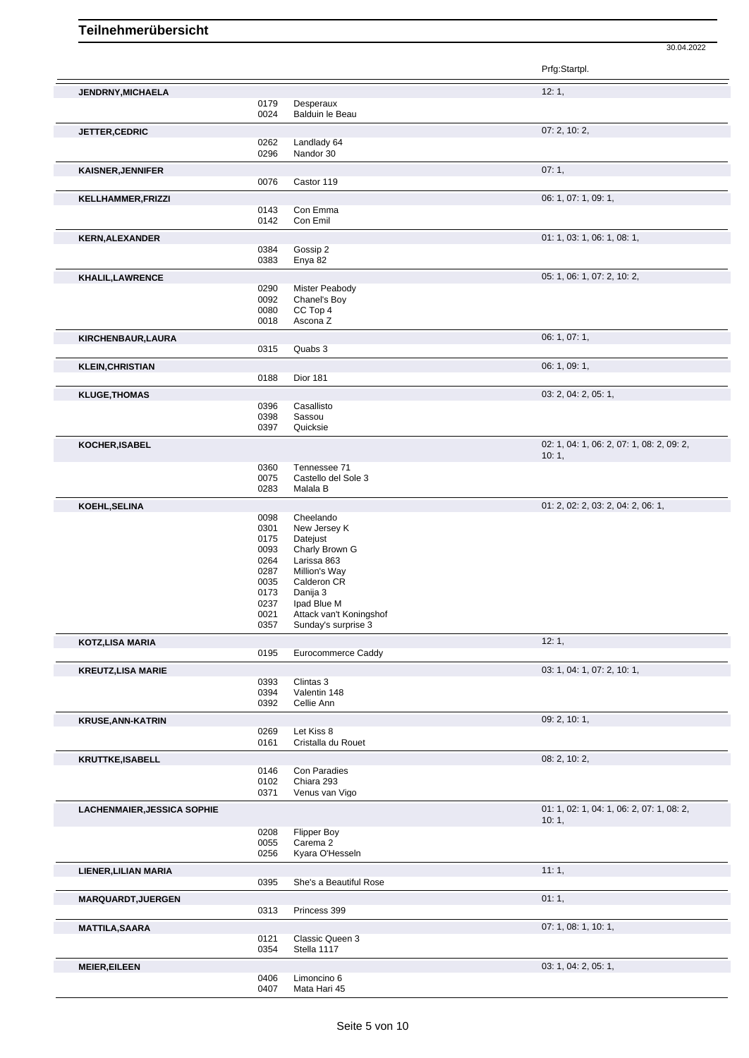# Teilnehmerübersicht

30.04.2022

| | | | Prfg:Startpl. |
|---|---|---|---|
| **JENDRNY,MICHAELA** | | | 12: 1, |
| | 0179 | Desperaux | |
| | 0024 | Balduin le Beau | |
| **JETTER,CEDRIC** | | | 07: 2, 10: 2, |
| | 0262 | Landlady 64 | |
| | 0296 | Nandor 30 | |
| **KAISNER,JENNIFER** | | | 07: 1, |
| | 0076 | Castor 119 | |
| **KELLHAMMER,FRIZZI** | | | 06: 1, 07: 1, 09: 1, |
| | 0143 | Con Emma | |
| | 0142 | Con Emil | |
| **KERN,ALEXANDER** | | | 01: 1, 03: 1, 06: 1, 08: 1, |
| | 0384 | Gossip 2 | |
| | 0383 | Enya 82 | |
| **KHALIL,LAWRENCE** | | | 05: 1, 06: 1, 07: 2, 10: 2, |
| | 0290 | Mister Peabody | |
| | 0092 | Chanel's Boy | |
| | 0080 | CC Top 4 | |
| | 0018 | Ascona Z | |
| **KIRCHENBAUR,LAURA** | | | 06: 1, 07: 1, |
| | 0315 | Quabs 3 | |
| **KLEIN,CHRISTIAN** | | | 06: 1, 09: 1, |
| | 0188 | Dior 181 | |
| **KLUGE,THOMAS** | | | 03: 2, 04: 2, 05: 1, |
| | 0396 | Casallisto | |
| | 0398 | Sassou | |
| | 0397 | Quicksie | |
| **KOCHER,ISABEL** | | | 02: 1, 04: 1, 06: 2, 07: 1, 08: 2, 09: 2, 10: 1, |
| | 0360 | Tennessee 71 | |
| | 0075 | Castello del Sole 3 | |
| | 0283 | Malala B | |
| **KOEHL,SELINA** | | | 01: 2, 02: 2, 03: 2, 04: 2, 06: 1, |
| | 0098 | Cheelando | |
| | 0301 | New Jersey K | |
| | 0175 | Datejust | |
| | 0093 | Charly Brown G | |
| | 0264 | Larissa 863 | |
| | 0287 | Million's Way | |
| | 0035 | Calderon CR | |
| | 0173 | Danija 3 | |
| | 0237 | Ipad Blue M | |
| | 0021 | Attack van't Koningshof | |
| | 0357 | Sunday's surprise 3 | |
| **KOTZ,LISA MARIA** | | | 12: 1, |
| | 0195 | Eurocommerce Caddy | |
| **KREUTZ,LISA MARIE** | | | 03: 1, 04: 1, 07: 2, 10: 1, |
| | 0393 | Clintas 3 | |
| | 0394 | Valentin 148 | |
| | 0392 | Cellie Ann | |
| **KRUSE,ANN-KATRIN** | | | 09: 2, 10: 1, |
| | 0269 | Let Kiss 8 | |
| | 0161 | Cristalla du Rouet | |
| **KRUTTKE,ISABELL** | | | 08: 2, 10: 2, |
| | 0146 | Con Paradies | |
| | 0102 | Chiara 293 | |
| | 0371 | Venus van Vigo | |
| **LACHENMAIER,JESSICA SOPHIE** | | | 01: 1, 02: 1, 04: 1, 06: 2, 07: 1, 08: 2, 10: 1, |
| | 0208 | Flipper Boy | |
| | 0055 | Carema 2 | |
| | 0256 | Kyara O'Hesseln | |
| **LIENER,LILIAN MARIA** | | | 11: 1, |
| | 0395 | She's a Beautiful Rose | |
| **MARQUARDT,JUERGEN** | | | 01: 1, |
| | 0313 | Princess 399 | |
| **MATTILA,SAARA** | | | 07: 1, 08: 1, 10: 1, |
| | 0121 | Classic Queen 3 | |
| | 0354 | Stella 1117 | |
| **MEIER,EILEEN** | | | 03: 1, 04: 2, 05: 1, |
| | 0406 | Limoncino 6 | |
| | 0407 | Mata Hari 45 | |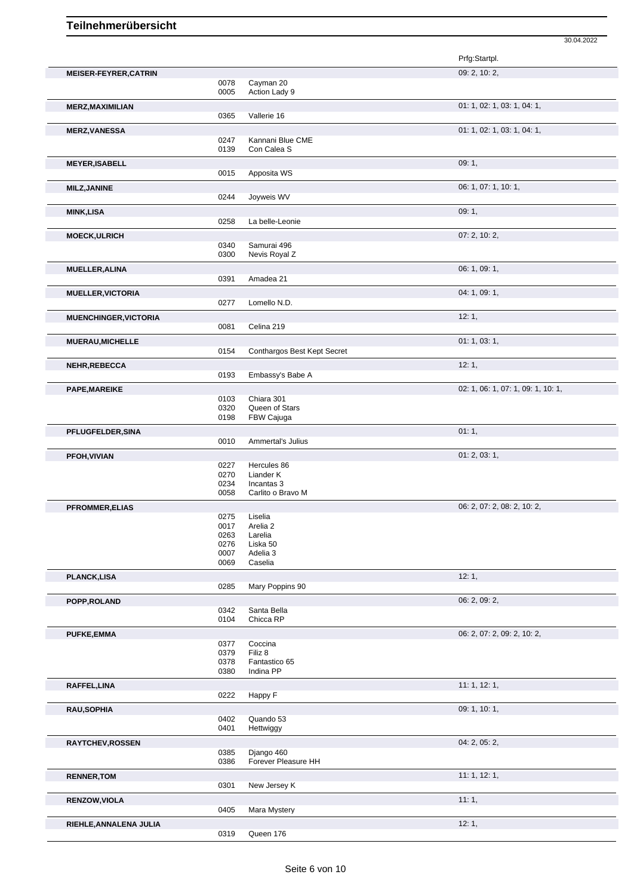# Teilnehmerübersicht

30.04.2022

| Name | Nr. | Pferd | Prfg:Startpl. |
|---|---|---|---|
| **MEISER-FEYRER,CATRIN** | | | 09: 2, 10: 2, |
| | 0078 | Cayman 20 | |
| | 0005 | Action Lady 9 | |
| **MERZ,MAXIMILIAN** | | | 01: 1, 02: 1, 03: 1, 04: 1, |
| | 0365 | Vallerie 16 | |
| **MERZ,VANESSA** | | | 01: 1, 02: 1, 03: 1, 04: 1, |
| | 0247 | Kannani Blue CME | |
| | 0139 | Con Calea S | |
| **MEYER,ISABELL** | | | 09: 1, |
| | 0015 | Apposita WS | |
| **MILZ,JANINE** | | | 06: 1, 07: 1, 10: 1, |
| | 0244 | Joyweis WV | |
| **MINK,LISA** | | | 09: 1, |
| | 0258 | La belle-Leonie | |
| **MOECK,ULRICH** | | | 07: 2, 10: 2, |
| | 0340 | Samurai 496 | |
| | 0300 | Nevis Royal Z | |
| **MUELLER,ALINA** | | | 06: 1, 09: 1, |
| | 0391 | Amadea 21 | |
| **MUELLER,VICTORIA** | | | 04: 1, 09: 1, |
| | 0277 | Lomello N.D. | |
| **MUENCHINGER,VICTORIA** | | | 12: 1, |
| | 0081 | Celina 219 | |
| **MUERAU,MICHELLE** | | | 01: 1, 03: 1, |
| | 0154 | Conthargos Best Kept Secret | |
| **NEHR,REBECCA** | | | 12: 1, |
| | 0193 | Embassy's Babe A | |
| **PAPE,MAREIKE** | | | 02: 1, 06: 1, 07: 1, 09: 1, 10: 1, |
| | 0103 | Chiara 301 | |
| | 0320 | Queen of Stars | |
| | 0198 | FBW Cajuga | |
| **PFLUGFELDER,SINA** | | | 01: 1, |
| | 0010 | Ammertal's Julius | |
| **PFOH,VIVIAN** | | | 01: 2, 03: 1, |
| | 0227 | Hercules 86 | |
| | 0270 | Liander K | |
| | 0234 | Incantas 3 | |
| | 0058 | Carlito o Bravo M | |
| **PFROMMER,ELIAS** | | | 06: 2, 07: 2, 08: 2, 10: 2, |
| | 0275 | Liselia | |
| | 0017 | Arelia 2 | |
| | 0263 | Larelia | |
| | 0276 | Liska 50 | |
| | 0007 | Adelia 3 | |
| | 0069 | Caselia | |
| **PLANCK,LISA** | | | 12: 1, |
| | 0285 | Mary Poppins 90 | |
| **POPP,ROLAND** | | | 06: 2, 09: 2, |
| | 0342 | Santa Bella | |
| | 0104 | Chicca RP | |
| **PUFKE,EMMA** | | | 06: 2, 07: 2, 09: 2, 10: 2, |
| | 0377 | Coccina | |
| | 0379 | Filiz 8 | |
| | 0378 | Fantastico 65 | |
| | 0380 | Indina PP | |
| **RAFFEL,LINA** | | | 11: 1, 12: 1, |
| | 0222 | Happy F | |
| **RAU,SOPHIA** | | | 09: 1, 10: 1, |
| | 0402 | Quando 53 | |
| | 0401 | Hettwiggy | |
| **RAYTCHEV,ROSSEN** | | | 04: 2, 05: 2, |
| | 0385 | Django 460 | |
| | 0386 | Forever Pleasure HH | |
| **RENNER,TOM** | | | 11: 1, 12: 1, |
| | 0301 | New Jersey K | |
| **RENZOW,VIOLA** | | | 11: 1, |
| | 0405 | Mara Mystery | |
| **RIEHLE,ANNALENA JULIA** | | | 12: 1, |
| | 0319 | Queen 176 | |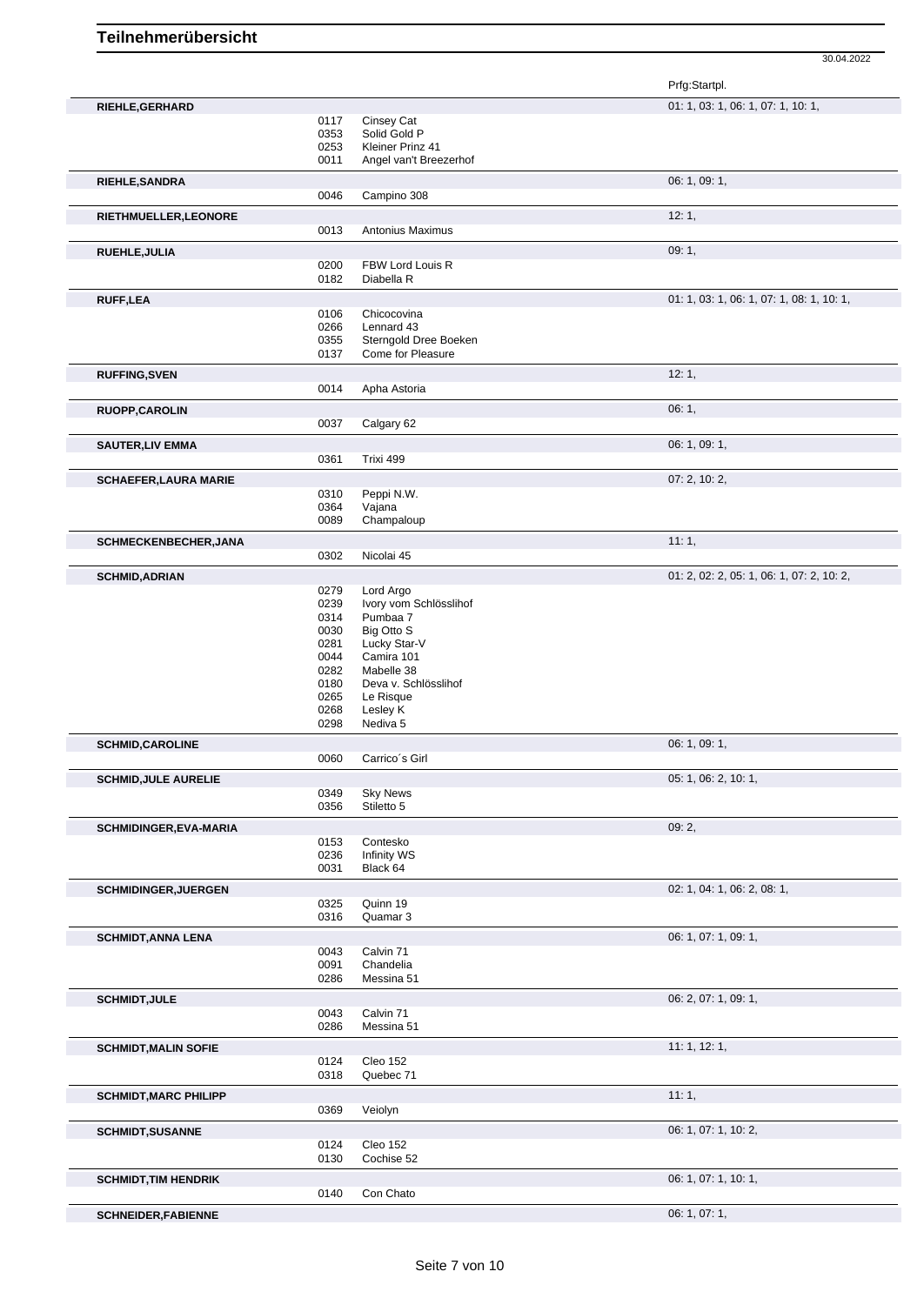# Teilnehmerübersicht

30.04.2022

| Name | Nr. | Pferd | Prfg:Startpl. |
|---|---|---|---|
| **RIEHLE,GERHARD** | | | 01: 1, 03: 1, 06: 1, 07: 1, 10: 1, |
| | 0117 | Cinsey Cat | |
| | 0353 | Solid Gold P | |
| | 0253 | Kleiner Prinz 41 | |
| | 0011 | Angel van't Breezerhof | |
| **RIEHLE,SANDRA** | | | 06: 1, 09: 1, |
| | 0046 | Campino 308 | |
| **RIETHMUELLER,LEONORE** | | | 12: 1, |
| | 0013 | Antonius Maximus | |
| **RUEHLE,JULIA** | | | 09: 1, |
| | 0200 | FBW Lord Louis R | |
| | 0182 | Diabella R | |
| **RUFF,LEA** | | | 01: 1, 03: 1, 06: 1, 07: 1, 08: 1, 10: 1, |
| | 0106 | Chicocovina | |
| | 0266 | Lennard 43 | |
| | 0355 | Sterngold Dree Boeken | |
| | 0137 | Come for Pleasure | |
| **RUFFING,SVEN** | | | 12: 1, |
| | 0014 | Apha Astoria | |
| **RUOPP,CAROLIN** | | | 06: 1, |
| | 0037 | Calgary 62 | |
| **SAUTER,LIV EMMA** | | | 06: 1, 09: 1, |
| | 0361 | Trixi 499 | |
| **SCHAEFER,LAURA MARIE** | | | 07: 2, 10: 2, |
| | 0310 | Peppi N.W. | |
| | 0364 | Vajana | |
| | 0089 | Champaloup | |
| **SCHMECKENBECHER,JANA** | | | 11: 1, |
| | 0302 | Nicolai 45 | |
| **SCHMID,ADRIAN** | | | 01: 2, 02: 2, 05: 1, 06: 1, 07: 2, 10: 2, |
| | 0279 | Lord Argo | |
| | 0239 | Ivory vom Schlösslihof | |
| | 0314 | Pumbaa 7 | |
| | 0030 | Big Otto S | |
| | 0281 | Lucky Star-V | |
| | 0044 | Camira 101 | |
| | 0282 | Mabelle 38 | |
| | 0180 | Deva v. Schlösslihof | |
| | 0265 | Le Risque | |
| | 0268 | Lesley K | |
| | 0298 | Nediva 5 | |
| **SCHMID,CAROLINE** | | | 06: 1, 09: 1, |
| | 0060 | Carrico´s Girl | |
| **SCHMID,JULE AURELIE** | | | 05: 1, 06: 2, 10: 1, |
| | 0349 | Sky News | |
| | 0356 | Stiletto 5 | |
| **SCHMIDINGER,EVA-MARIA** | | | 09: 2, |
| | 0153 | Contesko | |
| | 0236 | Infinity WS | |
| | 0031 | Black 64 | |
| **SCHMIDINGER,JUERGEN** | | | 02: 1, 04: 1, 06: 2, 08: 1, |
| | 0325 | Quinn 19 | |
| | 0316 | Quamar 3 | |
| **SCHMIDT,ANNA LENA** | | | 06: 1, 07: 1, 09: 1, |
| | 0043 | Calvin 71 | |
| | 0091 | Chandelia | |
| | 0286 | Messina 51 | |
| **SCHMIDT,JULE** | | | 06: 2, 07: 1, 09: 1, |
| | 0043 | Calvin 71 | |
| | 0286 | Messina 51 | |
| **SCHMIDT,MALIN SOFIE** | | | 11: 1, 12: 1, |
| | 0124 | Cleo 152 | |
| | 0318 | Quebec 71 | |
| **SCHMIDT,MARC PHILIPP** | | | 11: 1, |
| | 0369 | Veiolyn | |
| **SCHMIDT,SUSANNE** | | | 06: 1, 07: 1, 10: 2, |
| | 0124 | Cleo 152 | |
| | 0130 | Cochise 52 | |
| **SCHMIDT,TIM HENDRIK** | | | 06: 1, 07: 1, 10: 1, |
| | 0140 | Con Chato | |
| **SCHNEIDER,FABIENNE** | | | 06: 1, 07: 1, |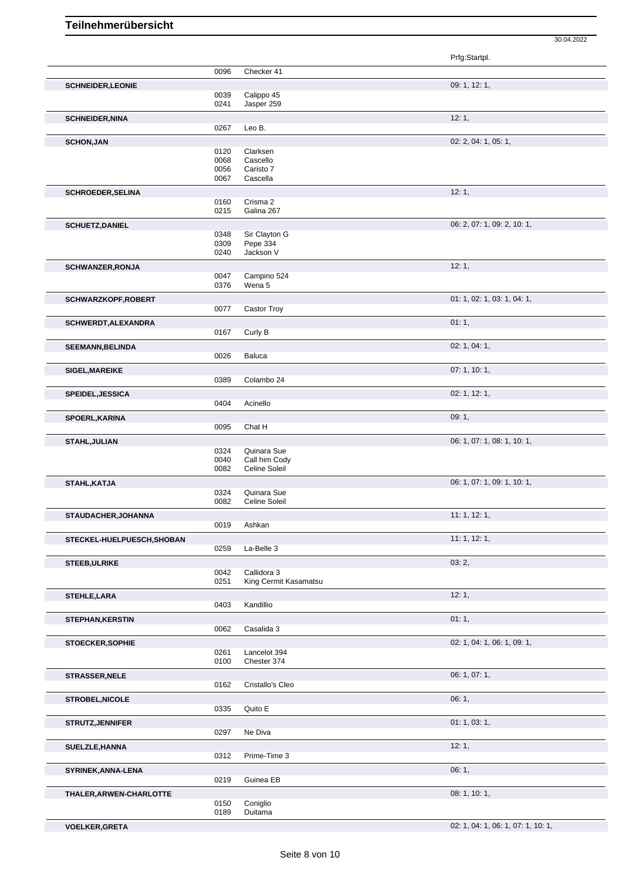# Teilnehmerübersicht

30.04.2022

| Name | Nr. | Pferd | Prfg:Startpl. |
|---|---|---|---|
| | 0096 | Checker 41 | |
| **SCHNEIDER,LEONIE** | | | 09: 1, 12: 1, |
| | 0039 | Calippo 45 | |
| | 0241 | Jasper 259 | |
| **SCHNEIDER,NINA** | | | 12: 1, |
| | 0267 | Leo B. | |
| **SCHON,JAN** | | | 02: 2, 04: 1, 05: 1, |
| | 0120 | Clarksen | |
| | 0068 | Cascello | |
| | 0056 | Caristo 7 | |
| | 0067 | Cascella | |
| **SCHROEDER,SELINA** | | | 12: 1, |
| | 0160 | Crisma 2 | |
| | 0215 | Galina 267 | |
| **SCHUETZ,DANIEL** | | | 06: 2, 07: 1, 09: 2, 10: 1, |
| | 0348 | Sir Clayton G | |
| | 0309 | Pepe 334 | |
| | 0240 | Jackson V | |
| **SCHWANZER,RONJA** | | | 12: 1, |
| | 0047 | Campino 524 | |
| | 0376 | Wena 5 | |
| **SCHWARZKOPF,ROBERT** | | | 01: 1, 02: 1, 03: 1, 04: 1, |
| | 0077 | Castor Troy | |
| **SCHWERDT,ALEXANDRA** | | | 01: 1, |
| | 0167 | Curly B | |
| **SEEMANN,BELINDA** | | | 02: 1, 04: 1, |
| | 0026 | Baluca | |
| **SIGEL,MAREIKE** | | | 07: 1, 10: 1, |
| | 0389 | Colambo 24 | |
| **SPEIDEL,JESSICA** | | | 02: 1, 12: 1, |
| | 0404 | Acinello | |
| **SPOERL,KARINA** | | | 09: 1, |
| | 0095 | Chat H | |
| **STAHL,JULIAN** | | | 06: 1, 07: 1, 08: 1, 10: 1, |
| | 0324 | Quinara Sue | |
| | 0040 | Call him Cody | |
| | 0082 | Celine Soleil | |
| **STAHL,KATJA** | | | 06: 1, 07: 1, 09: 1, 10: 1, |
| | 0324 | Quinara Sue | |
| | 0082 | Celine Soleil | |
| **STAUDACHER,JOHANNA** | | | 11: 1, 12: 1, |
| | 0019 | Ashkan | |
| **STECKEL-HUELPUESCH,SHOBAN** | | | 11: 1, 12: 1, |
| | 0259 | La-Belle 3 | |
| **STEEB,ULRIKE** | | | 03: 2, |
| | 0042 | Callidora 3 | |
| | 0251 | King Cermit Kasamatsu | |
| **STEHLE,LARA** | | | 12: 1, |
| | 0403 | Kandillio | |
| **STEPHAN,KERSTIN** | | | 01: 1, |
| | 0062 | Casalida 3 | |
| **STOECKER,SOPHIE** | | | 02: 1, 04: 1, 06: 1, 09: 1, |
| | 0261 | Lancelot 394 | |
| | 0100 | Chester 374 | |
| **STRASSER,NELE** | | | 06: 1, 07: 1, |
| | 0162 | Cristallo's Cleo | |
| **STROBEL,NICOLE** | | | 06: 1, |
| | 0335 | Quito E | |
| **STRUTZ,JENNIFER** | | | 01: 1, 03: 1, |
| | 0297 | Ne Diva | |
| **SUELZLE,HANNA** | | | 12: 1, |
| | 0312 | Prime-Time 3 | |
| **SYRINEK,ANNA-LENA** | | | 06: 1, |
| | 0219 | Guinea EB | |
| **THALER,ARWEN-CHARLOTTE** | | | 08: 1, 10: 1, |
| | 0150 | Coniglio | |
| | 0189 | Duitama | |
| **VOELKER,GRETA** | | | 02: 1, 04: 1, 06: 1, 07: 1, 10: 1, |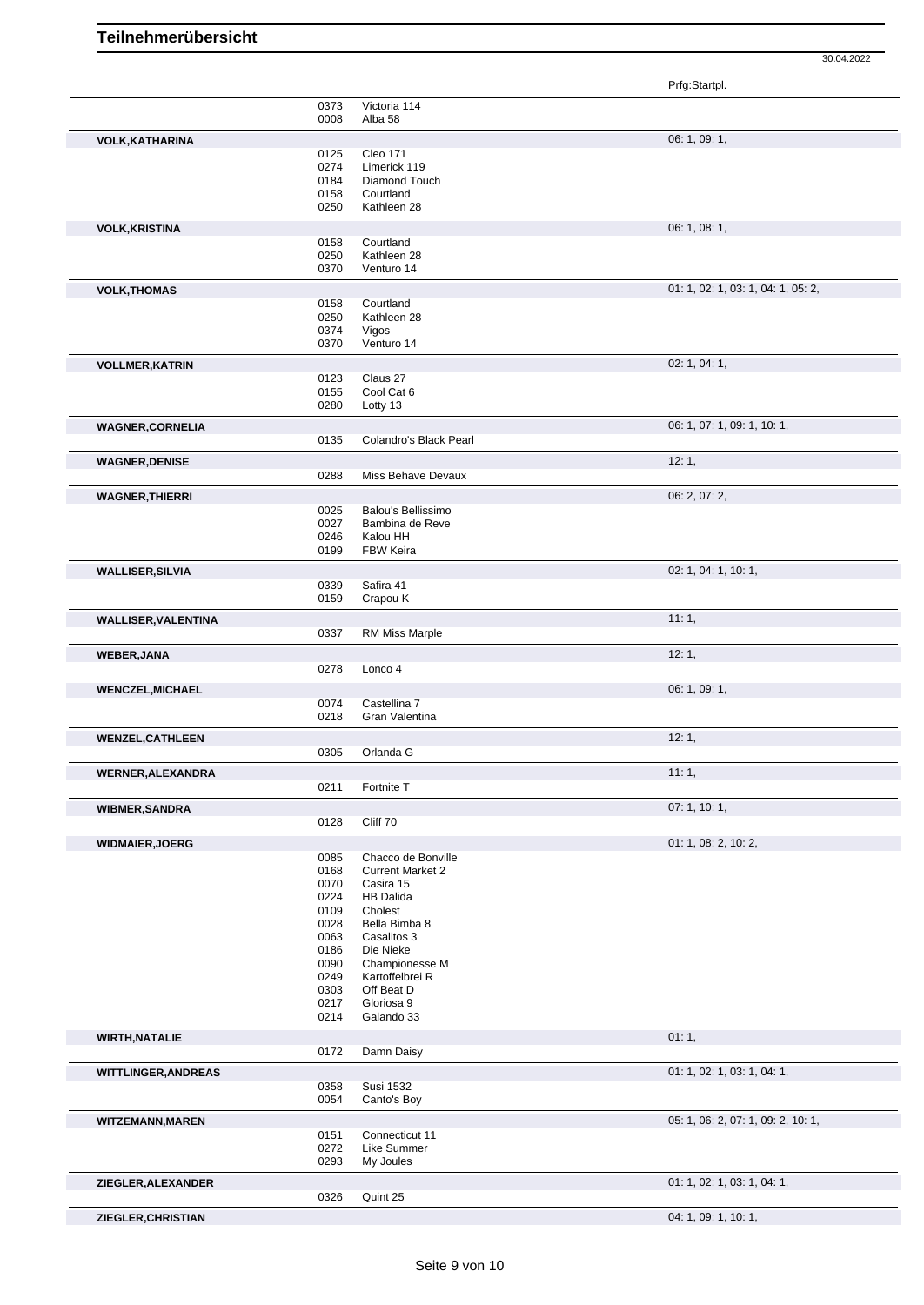# Teilnehmerübersicht

30.04.2022

| Name | Nr. | Pferd | Prfg:Startpl. |
|---|---|---|---|
| | 0373 | Victoria 114 | |
| | 0008 | Alba 58 | |
| **VOLK,KATHARINA** | | | 06: 1, 09: 1, |
| | 0125 | Cleo 171 | |
| | 0274 | Limerick 119 | |
| | 0184 | Diamond Touch | |
| | 0158 | Courtland | |
| | 0250 | Kathleen 28 | |
| **VOLK,KRISTINA** | | | 06: 1, 08: 1, |
| | 0158 | Courtland | |
| | 0250 | Kathleen 28 | |
| | 0370 | Venturo 14 | |
| **VOLK,THOMAS** | | | 01: 1, 02: 1, 03: 1, 04: 1, 05: 2, |
| | 0158 | Courtland | |
| | 0250 | Kathleen 28 | |
| | 0374 | Vigos | |
| | 0370 | Venturo 14 | |
| **VOLLMER,KATRIN** | | | 02: 1, 04: 1, |
| | 0123 | Claus 27 | |
| | 0155 | Cool Cat 6 | |
| | 0280 | Lotty 13 | |
| **WAGNER,CORNELIA** | | | 06: 1, 07: 1, 09: 1, 10: 1, |
| | 0135 | Colandro's Black Pearl | |
| **WAGNER,DENISE** | | | 12: 1, |
| | 0288 | Miss Behave Devaux | |
| **WAGNER,THIERRI** | | | 06: 2, 07: 2, |
| | 0025 | Balou's Bellissimo | |
| | 0027 | Bambina de Reve | |
| | 0246 | Kalou HH | |
| | 0199 | FBW Keira | |
| **WALLISER,SILVIA** | | | 02: 1, 04: 1, 10: 1, |
| | 0339 | Safira 41 | |
| | 0159 | Crapou K | |
| **WALLISER,VALENTINA** | | | 11: 1, |
| | 0337 | RM Miss Marple | |
| **WEBER,JANA** | | | 12: 1, |
| | 0278 | Lonco 4 | |
| **WENCZEL,MICHAEL** | | | 06: 1, 09: 1, |
| | 0074 | Castellina 7 | |
| | 0218 | Gran Valentina | |
| **WENZEL,CATHLEEN** | | | 12: 1, |
| | 0305 | Orlanda G | |
| **WERNER,ALEXANDRA** | | | 11: 1, |
| | 0211 | Fortnite T | |
| **WIBMER,SANDRA** | | | 07: 1, 10: 1, |
| | 0128 | Cliff 70 | |
| **WIDMAIER,JOERG** | | | 01: 1, 08: 2, 10: 2, |
| | 0085 | Chacco de Bonville | |
| | 0168 | Current Market 2 | |
| | 0070 | Casira 15 | |
| | 0224 | HB Dalida | |
| | 0109 | Cholest | |
| | 0028 | Bella Bimba 8 | |
| | 0063 | Casalitos 3 | |
| | 0186 | Die Nieke | |
| | 0090 | Championesse M | |
| | 0249 | Kartoffelbrei R | |
| | 0303 | Off Beat D | |
| | 0217 | Gloriosa 9 | |
| | 0214 | Galando 33 | |
| **WIRTH,NATALIE** | | | 01: 1, |
| | 0172 | Damn Daisy | |
| **WITTLINGER,ANDREAS** | | | 01: 1, 02: 1, 03: 1, 04: 1, |
| | 0358 | Susi 1532 | |
| | 0054 | Canto's Boy | |
| **WITZEMANN,MAREN** | | | 05: 1, 06: 2, 07: 1, 09: 2, 10: 1, |
| | 0151 | Connecticut 11 | |
| | 0272 | Like Summer | |
| | 0293 | My Joules | |
| **ZIEGLER,ALEXANDER** | | | 01: 1, 02: 1, 03: 1, 04: 1, |
| | 0326 | Quint 25 | |
| **ZIEGLER,CHRISTIAN** | | | 04: 1, 09: 1, 10: 1, |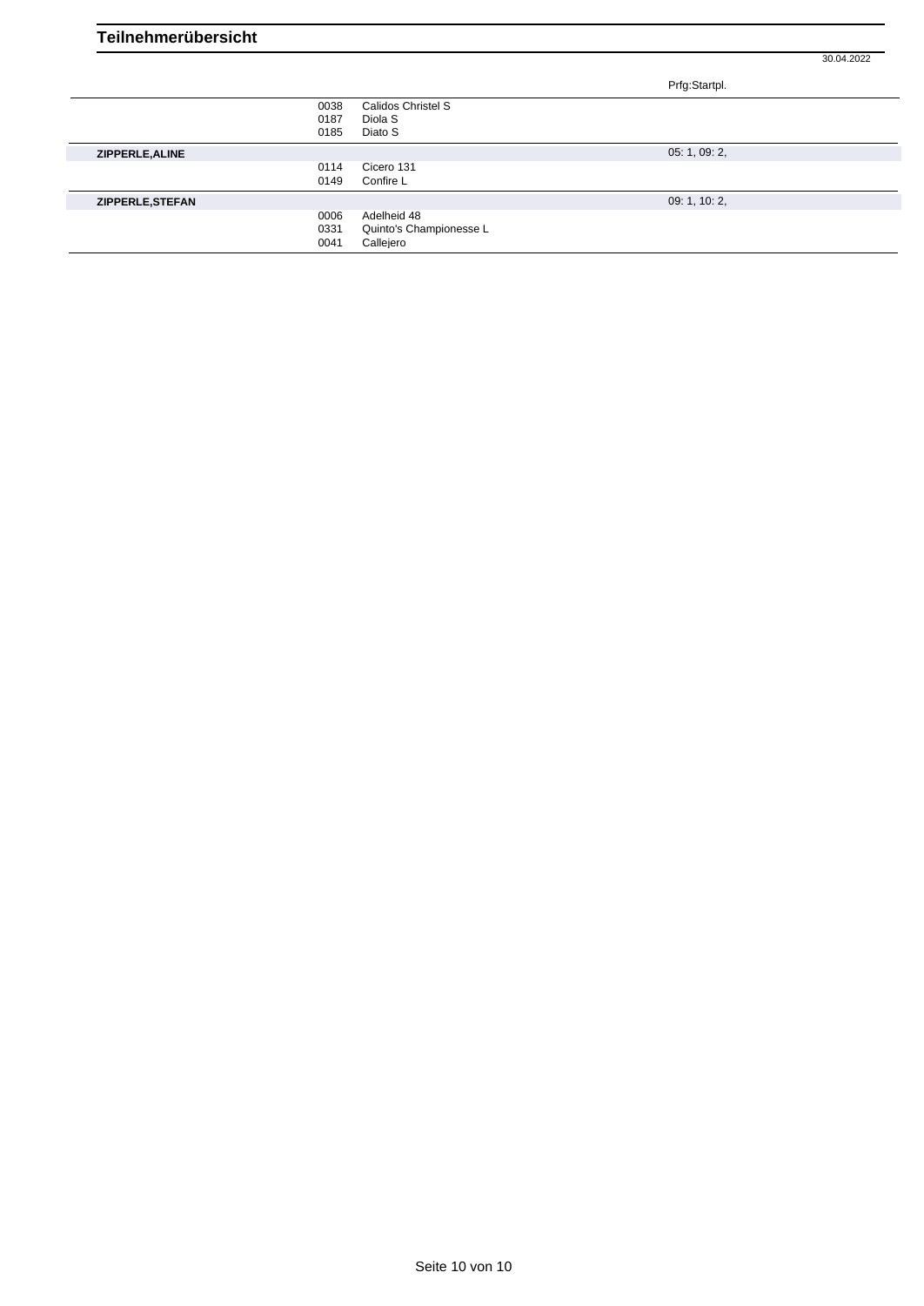# Teilnehmerübersicht

30.04.2022

| | | | Prfg:Startpl. |
|---|---|---|---|
| | 0038 | Calidos Christel S | |
| | 0187 | Diola S | |
| | 0185 | Diato S | |
| **ZIPPERLE,ALINE** | | | 05: 1, 09: 2, |
| | 0114 | Cicero 131 | |
| | 0149 | Confire L | |
| **ZIPPERLE,STEFAN** | | | 09: 1, 10: 2, |
| | 0006 | Adelheid 48 | |
| | 0331 | Quinto's Championesse L | |
| | 0041 | Callejero | |